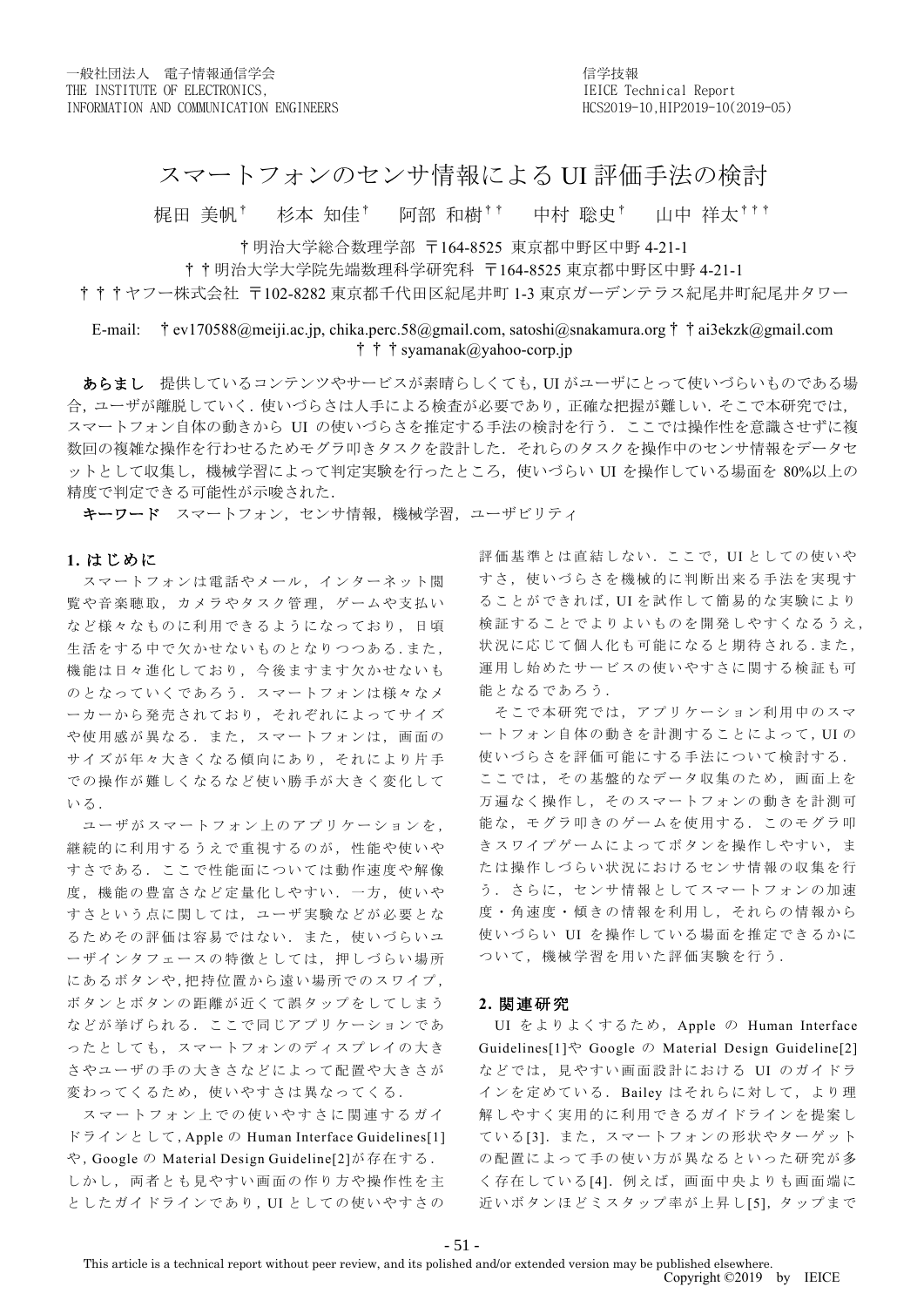# スマートフォンのセンサ情報による UI 評価手法の検討

梶田 美帆† 杉本 知佳† 阿部 和樹†† 中村 聡史† 山中 祥太†††

† 明治大学総合数理学部 〒164-8525 東京都中野区中野 4-21-1

†† 明治大学大学院先端数理科学研究科 〒164-8525 東京都中野区中野 4-21-1

††† ヤフー株式会社 〒102-8282 東京都千代田区紀尾井町 1-3 東京ガーデンテラス紀尾井町紀尾井タワー

E-mail: † ev170588@meiji.ac.jp, chika.perc.58@gmail.com, satoshi@snakamura.org †† ai3ekzk@gmail.com ††† syamanak@yahoo-corp.jp

**あらまし** 提供しているコンテンツやサービスが素晴らしくても，UI がユーザにとって使いづらいものである場合，ユーザが離脱していく．使いづらさは人手による検査が必要であり，正確な把握が難しい．そこで本研究では，スマートフォン自体の動きから UI の使いづらさを推定する手法の検討を行う．ここでは操作性を意識させずに複数回の複雑な操作を行わせるためモグラ叩きタスクを設計した．それらのタスクを操作中のセンサ情報をデータセットとして収集し，機械学習によって判定実験を行ったところ，使いづらい UI を操作している場面を 80%以上の精度で判定できる可能性が示唆された．

**キーワード** スマートフォン，センサ情報，機械学習，ユーザビリティ

## 1. はじめに

スマートフォンは電話やメール，インターネット閲覧や音楽聴取，カメラやタスク管理，ゲームや支払いなど様々なものに利用できるようになっており，日頃生活をする中で欠かせないものとなりつつある．また，機能は日々進化しており，今後ますます欠かせないものとなっていくであろう．スマートフォンは様々なメーカーから発売されており，それぞれによってサイズや使用感が異なる．また，スマートフォンは，画面のサイズが年々大きくなる傾向にあり，それにより片手での操作が難しくなるなど使い勝手が大きく変化している．

ユーザがスマートフォン上のアプリケーションを，継続的に利用するうえで重視するのが，性能や使いやすさである．ここで性能面については動作速度や解像度，機能の豊富さなど定量化しやすい．一方，使いやすさという点に関しては，ユーザ実験などが必要となるためその評価は容易ではない．また，使いづらいユーザインタフェースの特徴としては，押しづらい場所にあるボタンや，把持位置から遠い場所でのスワイプ，ボタンとボタンの距離が近くて誤タップをしてしまうなどが挙げられる．ここで同じアプリケーションであったとしても，スマートフォンのディスプレイの大きさやユーザの手の大きさなどによって配置や大きさが変わってくるため，使いやすさは異なってくる．

スマートフォン上での使いやすさに関連するガイドラインとして，Apple の Human Interface Guidelines[1] や，Google の Material Design Guideline[2]が存在する．しかし，両者とも見やすい画面の作り方や操作性を主としたガイドラインであり，UI としての使いやすさの評価基準とは直結しない．ここで，UI としての使いやすさ，使いづらさを機械的に判断出来る手法を実現することができれば，UI を試作して簡易的な実験により検証することでよりよいものを開発しやすくなるうえ，状況に応じて個人化も可能になると期待される．また，運用し始めたサービスの使いやすさに関する検証も可能となるであろう．

そこで本研究では，アプリケーション利用中のスマートフォン自体の動きを計測することによって，UI の使いづらさを評価可能にする手法について検討する．ここでは，その基盤的なデータ収集のため，画面上を万遍なく操作し，そのスマートフォンの動きを計測可能な，モグラ叩きのゲームを使用する．このモグラ叩きスワイプゲームによってボタンを操作しやすい，または操作しづらい状況におけるセンサ情報の収集を行う．さらに，センサ情報としてスマートフォンの加速度・角速度・傾きの情報を利用し，それらの情報から使いづらい UI を操作している場面を推定できるかについて，機械学習を用いた評価実験を行う．

## 2. 関連研究

UI をよりよくするため，Apple の Human Interface Guidelines[1]や Google の Material Design Guideline[2] などでは，見やすい画面設計における UI のガイドラインを定めている．Bailey はそれらに対して，より理解しやすく実用的に利用できるガイドラインを提案している[3]．また，スマートフォンの形状やターゲットの配置によって手の使い方が異なるといった研究が多く存在している[4]．例えば，画面中央よりも画面端に近いボタンほどミスタップ率が上昇し[5]，タップまで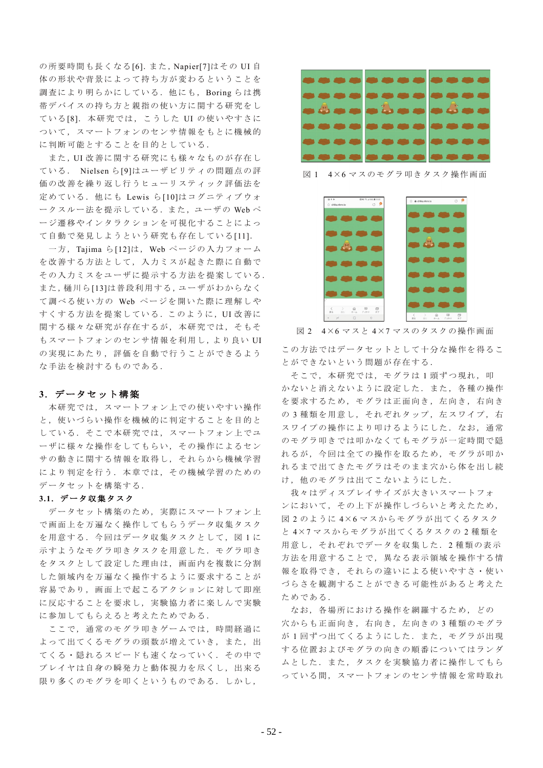の所要時間も長くなる[6]. また, Napier[7]はその UI 自体の形状や背景によって持ち方が変わるということを調査により明らかにしている. 他にも, Boring らは携帯デバイスの持ち方と親指の使い方に関する研究をしている[8]. 本研究では, こうした UI の使いやすさについて, スマートフォンのセンサ情報をもとに機械的に判断可能とすることを目的としている.

また, UI 改善に関する研究にも様々なものが存在している. Nielsen ら[9]はユーザビリティの問題点の評価の改善を繰り返し行うヒューリスティック評価法を定めている. 他にも Lewis ら[10]はコグニティブウォークスルー法を提示している. また, ユーザの Web ページ遷移やインタラクションを可視化することによって自動で発見しようという研究も存在している[11].

一方, Tajima ら[12]は, Web ページの入力フォームを改善する方法として, 入力ミスが起きた際に自動でその入力ミスをユーザに提示する方法を提案している. また, 樋川ら[13]は普段利用する, ユーザがわからなくて調べる使い方の Web ページを開いた際に理解しやすくする方法を提案している. このように, UI 改善に関する様々な研究が存在するが, 本研究では, そもそもスマートフォンのセンサ情報を利用し, より良い UI の実現にあたり, 評価を自動で行うことができるような手法を検討するものである.

## 3. データセット構築

本研究では, スマートフォン上での使いやすい操作と, 使いづらい操作を機械的に判定することを目的としている. そこで本研究では, スマートフォン上でユーザに様々な操作をしてもらい, その操作によるセンサの動きに関する情報を取得し, それらから機械学習により判定を行う. 本章では, その機械学習のためのデータセットを構築する.

### 3.1. データ収集タスク

データセット構築のため, 実際にスマートフォン上で画面上を万遍なく操作してもらうデータ収集タスクを用意する. 今回はデータ収集タスクとして, 図 1 に示すようなモグラ叩きタスクを用意した. モグラ叩きをタスクとして設定した理由は, 画面内を複数に分割した領域内を万遍なく操作するように要求することが容易であり, 画面上で起こるアクションに対して即座に反応することを要求し, 実験協力者に楽しんで実験に参加してもらえると考えたためである.

ここで, 通常のモグラ叩きゲームでは, 時間経過によって出てくるモグラの頭数が増えていき, また, 出てくる・隠れるスピードも速くなっていく. その中でプレイヤは自身の瞬発力と動体視力を尽くし, 出来る限り多くのモグラを叩くというものである. しかし,

図 1　4×6 マスのモグラ叩きタスク操作画面

図 2　4×6 マスと 4×7 マスのタスクの操作画面

この方法ではデータセットとして十分な操作を得ることができないという問題が存在する.

そこで, 本研究では, モグラは 1 頭ずつ現れ, 叩かないと消えないように設定した. また, 各種の操作を要求するため, モグラは正面向き, 左向き, 右向きの 3 種類を用意し, それぞれタップ, 左スワイプ, 右スワイプの操作により叩けるようにした. なお, 通常のモグラ叩きでは叩かなくてもモグラが一定時間で隠れるが, 今回は全ての操作を取るため, モグラが叩かれるまで出てきたモグラはそのまま穴から体を出し続け, 他のモグラは出てこないようにした.

我々はディスプレイサイズが大きいスマートフォンにおいて, その上下が操作しづらいと考えたため, 図 2 のように 4×6 マスからモグラが出てくるタスクと 4×7 マスからモグラが出てくるタスクの 2 種類を用意し, それぞれでデータを収集した. 2 種類の表示方法を用意することで, 異なる表示領域を操作する情報を取得でき, それらの違いによる使いやすさ・使いづらさを観測することができる可能性があると考えたためである.

なお, 各場所における操作を網羅するため, どの穴からも正面向き, 右向き, 左向きの 3 種類のモグラが 1 回ずつ出てくるようにした. また, モグラが出現する位置およびモグラの向きの順番についてはランダムとした. また, タスクを実験協力者に操作してもらっている間, スマートフォンのセンサ情報を常時取れ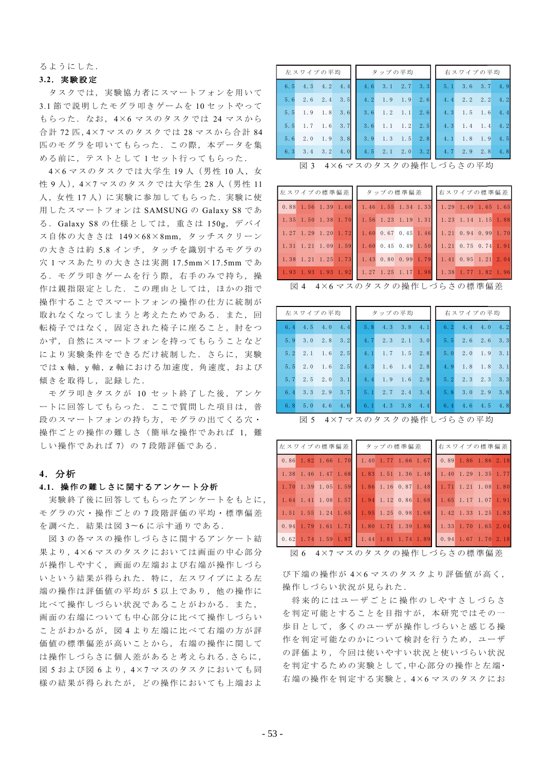るようにした．

### 3.2. 実験設定

タスクでは，実験協力者にスマートフォンを用いて 3.1 節で説明したモグラ叩きゲームを 10 セットやってもらった．なお，4×6 マスのタスクでは 24 マスから合計 72 匹，4×7 マスのタスクでは 28 マスから合計 84 匹のモグラを叩いてもらった．この際，本データを集める前に，テストとして 1 セット行ってもらった．

4×6 マスのタスクでは大学生 19 人（男性 10 人，女性 9 人），4×7 マスのタスクでは大学生 28 人（男性 11 人，女性 17 人）に実験に参加してもらった．実験に使用したスマートフォンは SAMSUNG の Galaxy S8 である．Galaxy S8 の仕様としては，重さは 150g，デバイス自体の大きさは 149×68×8mm，タッチスクリーンの大きさは約 5.8 インチ，タッチを識別するモグラの穴 1 マスあたりの大きさは実測 17.5mm×17.5mm である．モグラ叩きゲームを行う際，右手のみで持ち，操作は親指限定とした．この理由としては，ほかの指で操作することでスマートフォンの操作の仕方に統制が取れなくなってしまうと考えたためである．また，回転椅子ではなく，固定された椅子に座ること，肘をつかず，自然にスマートフォンを持ってもらうことなどにより実験条件をできるだけ統制した．さらに，実験では x 軸，y 軸，z 軸における加速度，角速度，および傾きを取得し，記録した．

モグラ叩きタスクが 10 セット終了した後，アンケートに回答してもらった．ここで質問した項目は，普段のスマートフォンの持ち方，モグラの出てくる穴・操作ごとの操作の難しさ（簡単な操作であれば 1，難しい操作であれば 7）の 7 段階評価である．

| 左スワイプの平均 | | | |
|---|---|---|---|
| 6.5 | 4.3 | 4.2 | 4.4 |
| 5.6 | 2.6 | 2.4 | 3.5 |
| 5.5 | 1.9 | 1.8 | 3.6 |
| 5.5 | 1.7 | 1.6 | 3.7 |
| 5.6 | 2.0 | 1.9 | 3.8 |
| 6.3 | 3.4 | 3.2 | 4.0 |

| タップの平均 | | | |
|---|---|---|---|
| 4.6 | 3.1 | 2.7 | 3.3 |
| 4.2 | 1.9 | 1.9 | 2.6 |
| 3.6 | 1.2 | 1.1 | 2.6 |
| 3.6 | 1.1 | 1.2 | 2.5 |
| 3.9 | 1.3 | 1.5 | 2.8 |
| 4.5 | 2.1 | 2.0 | 3.2 |

| 右スワイプの平均 | | | |
|---|---|---|---|
| 5.1 | 3.6 | 3.7 | 4.9 |
| 4.4 | 2.2 | 2.2 | 4.2 |
| 4.3 | 1.5 | 1.6 | 4.4 |
| 4.3 | 1.4 | 1.4 | 4.2 |
| 4.1 | 1.8 | 1.9 | 4.5 |
| 4.7 | 2.9 | 2.8 | 4.8 |

図 3　4×6 マスのタスクの操作しづらさの平均

| 左スワイプの標準偏差 | | | |
|---|---|---|---|
| 0.88 | 1.56 | 1.39 | 1.60 |
| 1.35 | 1.50 | 1.38 | 1.70 |
| 1.27 | 1.29 | 1.20 | 1.72 |
| 1.31 | 1.21 | 1.09 | 1.59 |
| 1.38 | 1.21 | 1.25 | 1.73 |
| 1.93 | 1.93 | 1.93 | 1.92 |

| タップの標準偏差 | | | |
|---|---|---|---|
| 1.46 | 1.55 | 1.34 | 1.33 |
| 1.56 | 1.23 | 1.19 | 1.31 |
| 1.60 | 0.67 | 0.45 | 1.46 |
| 1.60 | 0.45 | 0.49 | 1.50 |
| 1.43 | 0.80 | 0.99 | 1.79 |
| 1.27 | 1.25 | 1.17 | 1.98 |

| 右スワイプの標準偏差 | | | |
|---|---|---|---|
| 1.29 | 1.49 | 1.65 | 1.65 |
| 1.23 | 1.14 | 1.15 | 1.88 |
| 1.21 | 0.94 | 0.99 | 1.70 |
| 1.21 | 0.75 | 0.74 | 1.91 |
| 1.41 | 0.95 | 1.21 | 2.04 |
| 1.38 | 1.77 | 1.82 | 1.96 |

図 4　4×6 マスのタスクの操作しづらさの標準偏差

| 左スワイプの平均 | | | |
|---|---|---|---|
| 6.4 | 4.5 | 4.0 | 4.4 |
| 5.9 | 3.0 | 2.8 | 3.2 |
| 5.2 | 2.1 | 1.6 | 2.5 |
| 5.5 | 2.0 | 1.6 | 2.5 |
| 5.7 | 2.5 | 2.0 | 3.1 |
| 6.4 | 3.3 | 2.9 | 3.7 |
| 6.8 | 5.0 | 4.6 | 4.6 |

| タップの平均 | | | |
|---|---|---|---|
| 5.8 | 4.3 | 3.8 | 4.1 |
| 4.7 | 2.3 | 2.1 | 3.0 |
| 4.1 | 1.7 | 1.5 | 2.8 |
| 4.3 | 1.6 | 1.4 | 2.8 |
| 4.4 | 1.9 | 1.6 | 2.9 |
| 5.1 | 2.7 | 2.4 | 3.4 |
| 6.1 | 4.3 | 3.8 | 4.4 |

| 右スワイプの平均 | | | |
|---|---|---|---|
| 6.2 | 4.4 | 4.0 | 4.2 |
| 5.5 | 2.6 | 2.6 | 3.3 |
| 5.0 | 2.0 | 1.9 | 3.1 |
| 4.9 | 1.8 | 1.8 | 3.1 |
| 5.2 | 2.3 | 2.3 | 3.3 |
| 5.8 | 3.0 | 2.9 | 3.8 |
| 6.4 | 4.6 | 4.5 | 4.8 |

図 5　4×7 マスのタスクの操作しづらさの平均

| 左スワイプの標準偏差 | | | |
|---|---|---|---|
| 0.86 | 1.82 | 1.66 | 1.70 |
| 1.38 | 1.46 | 1.47 | 1.68 |
| 1.70 | 1.39 | 1.05 | 1.59 |
| 1.64 | 1.41 | 1.08 | 1.57 |
| 1.51 | 1.55 | 1.24 | 1.65 |
| 0.94 | 1.79 | 1.61 | 1.71 |
| 0.62 | 1.74 | 1.59 | 1.87 |

| タップの標準偏差 | | | |
|---|---|---|---|
| 1.40 | 1.77 | 1.66 | 1.67 |
| 1.83 | 1.51 | 1.36 | 1.48 |
| 1.86 | 1.16 | 0.87 | 1.48 |
| 1.94 | 1.12 | 0.86 | 1.68 |
| 1.95 | 1.25 | 0.98 | 1.68 |
| 1.80 | 1.71 | 1.39 | 1.86 |
| 1.44 | 1.81 | 1.74 | 1.89 |

| 右スワイプの標準偏差 | | | |
|---|---|---|---|
| 0.89 | 1.86 | 1.86 | 2.18 |
| 1.40 | 1.29 | 1.35 | 1.77 |
| 1.71 | 1.21 | 1.08 | 1.80 |
| 1.65 | 1.17 | 1.07 | 1.91 |
| 1.42 | 1.33 | 1.25 | 1.83 |
| 1.33 | 1.70 | 1.65 | 2.04 |
| 0.94 | 1.67 | 1.70 | 2.18 |

図 6　4×7 マスのタスクの操作しづらさの標準偏差

## 4. 分析

### 4.1. 操作の難しさに関するアンケート分析

実験終了後に回答してもらったアンケートをもとに，モグラの穴・操作ごとの 7 段階評価の平均・標準偏差を調べた．結果は図 3～6 に示す通りである．

図 3 の各マスの操作しづらさに関するアンケート結果より，4×6 マスのタスクにおいては画面の中心部分が操作しやすく，画面の左端および右端が操作しづらいという結果が得られた．特に，左スワイプによる左端の操作は評価値の平均が 5 以上であり，他の操作に比べて操作しづらい状況であることがわかる．また，画面の右端についても中心部分に比べて操作しづらいことがわかるが，図 4 より左端に比べて右端の方が評価値の標準偏差が高いことから，右端の操作に関しては操作しづらさに個人差があると考えられる．さらに，図 5 および図 6 より，4×7 マスのタスクにおいても同様の結果が得られたが，どの操作においても上端および下端の操作が 4×6 マスのタスクより評価値が高く，操作しづらい状況が見られた．

将来的にはユーザごとに操作のしやすさしづらさを判定可能とすることを目指すが，本研究ではその一歩目として，多くのユーザが操作しづらいと感じる操作を判定可能なのかについて検討を行うため，ユーザの評価より，今回は使いやすい状況と使いづらい状況を判定するための実験として，中心部分の操作と左端・右端の操作を判定する実験と，4×6 マスのタスクにお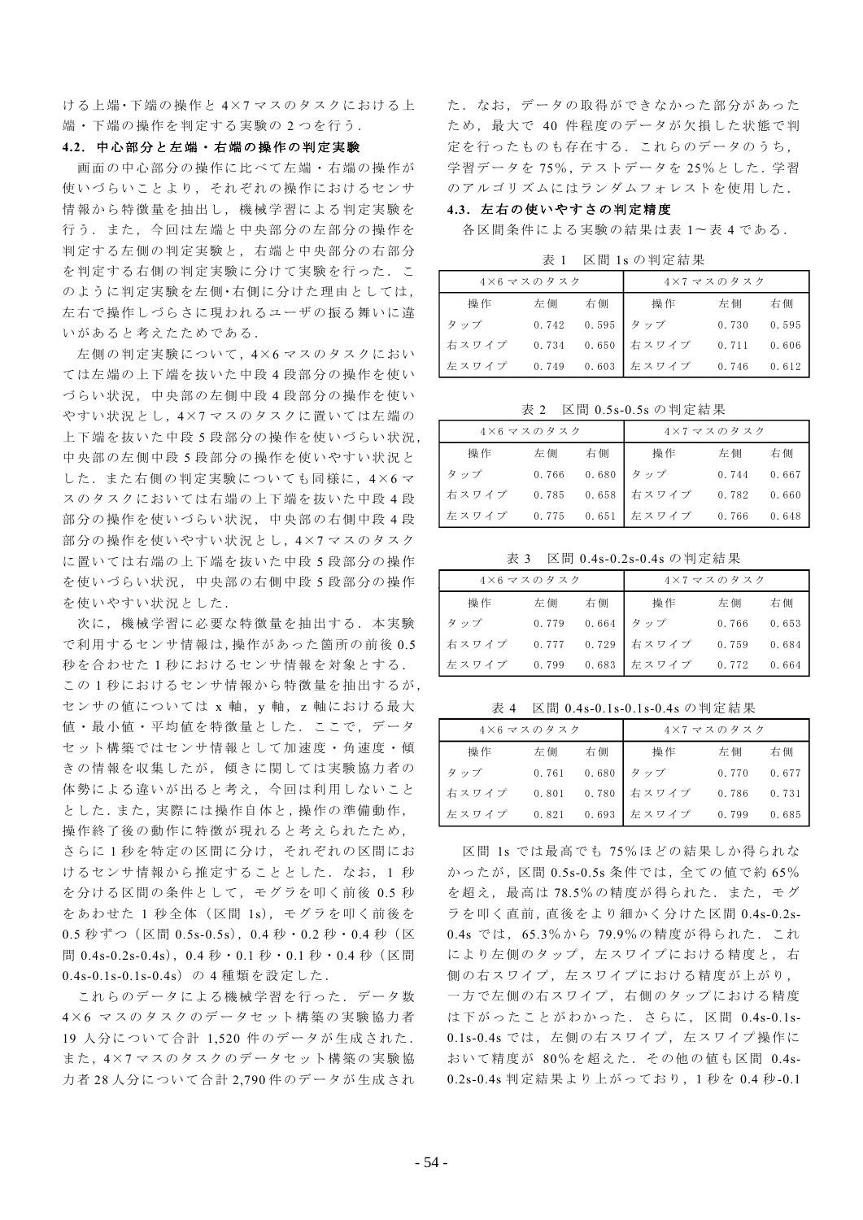ける上端・下端の操作と 4×7 マスのタスクにおける上端・下端の操作を判定する実験の 2 つを行う．

### 4.2. 中心部分と左端・右端の操作の判定実験

画面の中心部分の操作に比べて左端・右端の操作が使いづらいことより，それぞれの操作におけるセンサ情報から特徴量を抽出し，機械学習による判定実験を行う．また，今回は左端と中央部分の左部分の操作を判定する左側の判定実験と，右端と中央部分の右部分を判定する右側の判定実験に分けて実験を行った．このように判定実験を左側･右側に分けた理由としては，左右で操作しづらさに現われるユーザの振る舞いに違いがあると考えたためである．

左側の判定実験について，4×6 マスのタスクにおいては左端の上下端を抜いた中段 4 段部分の操作を使いづらい状況，中央部の左側中段 4 段部分の操作を使いやすい状況とし，4×7 マスのタスクに置いては左端の上下端を抜いた中段 5 段部分の操作を使いづらい状況，中央部の左側中段 5 段部分の操作を使いやすい状況とした．また右側の判定実験についても同様に，4×6 マスのタスクにおいては右端の上下端を抜いた中段 4 段部分の操作を使いづらい状況，中央部の右側中段 4 段部分の操作を使いやすい状況とし，4×7 マスのタスクに置いては右端の上下端を抜いた中段 5 段部分の操作を使いづらい状況，中央部の右側中段 5 段部分の操作を使いやすい状況とした．

次に，機械学習に必要な特徴量を抽出する．本実験で利用するセンサ情報は,操作があった箇所の前後 0.5 秒を合わせた 1 秒におけるセンサ情報を対象とする．この 1 秒におけるセンサ情報から特徴量を抽出するが,センサの値については x 軸，y 軸，z 軸における最大値・最小値・平均値を特徴量とした．ここで，データセット構築ではセンサ情報として加速度・角速度・傾きの情報を収集したが，傾きに関しては実験協力者の体勢による違いが出ると考え，今回は利用しないこととした．また，実際には操作自体と，操作の準備動作，操作終了後の動作に特徴が現れると考えられたため，さらに 1 秒を特定の区間に分け，それぞれの区間におけるセンサ情報から推定することとした．なお，1 秒を分ける区間の条件として，モグラを叩く前後 0.5 秒をあわせた 1 秒全体（区間 1s），モグラを叩く前後を 0.5 秒ずつ（区間 0.5s-0.5s），0.4 秒・0.2 秒・0.4 秒（区間 0.4s-0.2s-0.4s），0.4 秒・0.1 秒・0.1 秒・0.4 秒（区間 0.4s-0.1s-0.1s-0.4s）の 4 種類を設定した．

これらのデータによる機械学習を行った．データ数 4×6 マスのタスクのデータセット構築の実験協力者 19 人分について合計 1,520 件のデータが生成された．また，4×7 マスのタスクのデータセット構築の実験協力者 28 人分について合計 2,790 件のデータが生成された．なお，データの取得ができなかった部分があったため，最大で 40 件程度のデータが欠損した状態で判定を行ったものも存在する．これらのデータのうち，学習データを 75%，テストデータを 25%とした．学習のアルゴリズムにはランダムフォレストを使用した．

### 4.3. 左右の使いやすさの判定精度

各区間条件による実験の結果は表 1～表 4 である．

表 1　区間 1s の判定結果

| 4×6 マスのタスク | | | 4×7 マスのタスク | | |
|---|---|---|---|---|---|
| 操作 | 左側 | 右側 | 操作 | 左側 | 右側 |
| タップ | 0.742 | 0.595 | タップ | 0.730 | 0.595 |
| 右スワイプ | 0.734 | 0.650 | 右スワイプ | 0.711 | 0.606 |
| 左スワイプ | 0.749 | 0.603 | 左スワイプ | 0.746 | 0.612 |

表 2　区間 0.5s-0.5s の判定結果

| 4×6 マスのタスク | | | 4×7 マスのタスク | | |
|---|---|---|---|---|---|
| 操作 | 左側 | 右側 | 操作 | 左側 | 右側 |
| タップ | 0.766 | 0.680 | タップ | 0.744 | 0.667 |
| 右スワイプ | 0.785 | 0.658 | 右スワイプ | 0.782 | 0.660 |
| 左スワイプ | 0.775 | 0.651 | 左スワイプ | 0.766 | 0.648 |

表 3　区間 0.4s-0.2s-0.4s の判定結果

| 4×6 マスのタスク | | | 4×7 マスのタスク | | |
|---|---|---|---|---|---|
| 操作 | 左側 | 右側 | 操作 | 左側 | 右側 |
| タップ | 0.779 | 0.664 | タップ | 0.766 | 0.653 |
| 右スワイプ | 0.777 | 0.729 | 右スワイプ | 0.759 | 0.684 |
| 左スワイプ | 0.799 | 0.683 | 左スワイプ | 0.772 | 0.664 |

表 4　区間 0.4s-0.1s-0.1s-0.4s の判定結果

| 4×6 マスのタスク | | | 4×7 マスのタスク | | |
|---|---|---|---|---|---|
| 操作 | 左側 | 右側 | 操作 | 左側 | 右側 |
| タップ | 0.761 | 0.680 | タップ | 0.770 | 0.677 |
| 右スワイプ | 0.801 | 0.780 | 右スワイプ | 0.786 | 0.731 |
| 左スワイプ | 0.821 | 0.693 | 左スワイプ | 0.799 | 0.685 |

区間 1s では最高でも 75%ほどの結果しか得られなかったが，区間 0.5s-0.5s 条件では，全ての値で約 65%を超え，最高は 78.5%の精度が得られた．また，モグラを叩く直前，直後をより細かく分けた区間 0.4s-0.2s-0.4s では，65.3%から 79.9%の精度が得られた．これにより左側のタップ，左スワイプにおける精度と，右側の右スワイプ，左スワイプにおける精度が上がり，一方で左側の右スワイプ，右側のタップにおける精度は下がったことがわかった．さらに，区間 0.4s-0.1s-0.1s-0.4s では，左側の右スワイプ，左スワイプ操作において精度が 80%を超えた．その他の値も区間 0.4s-0.2s-0.4s 判定結果より上がっており，1 秒を 0.4 秒-0.1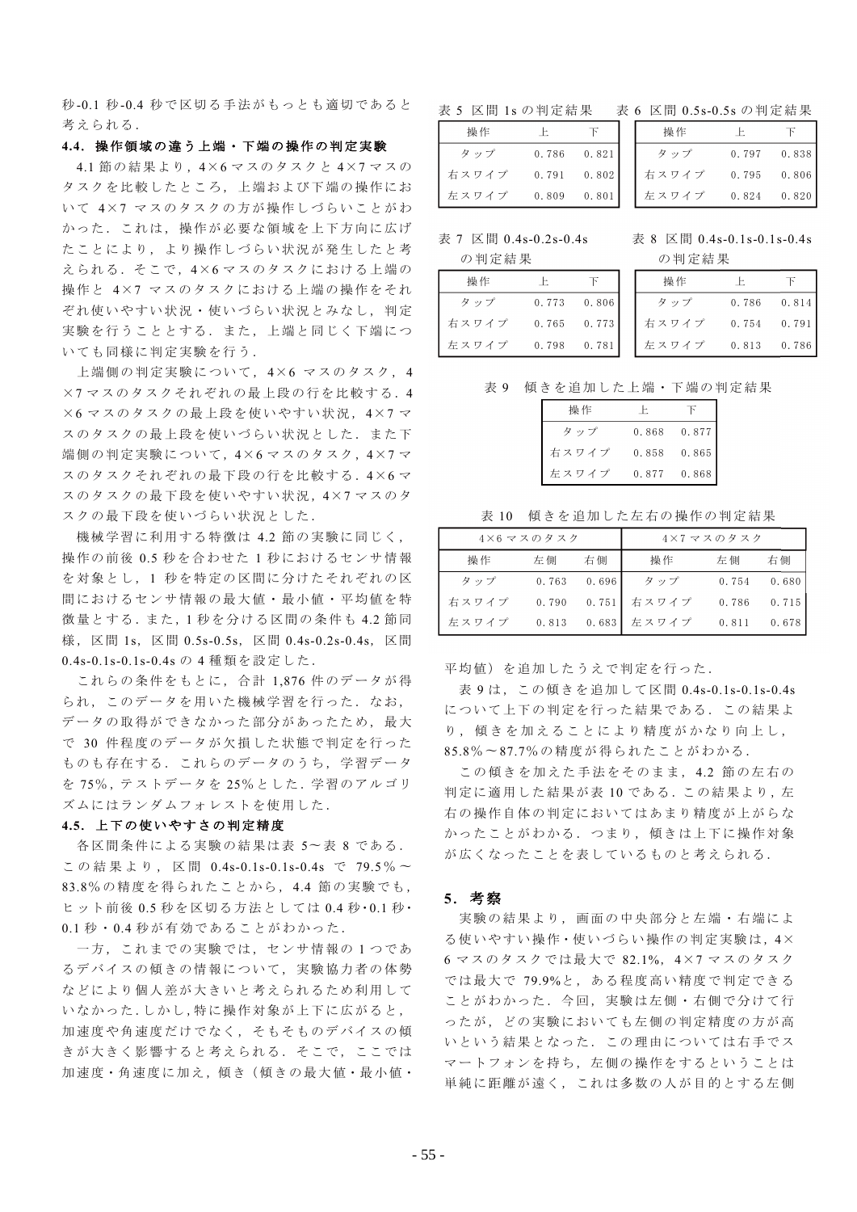秒-0.1 秒-0.4 秒で区切る手法がもっとも適切であると考えられる．

### 4.4. 操作領域の違う上端・下端の操作の判定実験

4.1 節の結果より，4×6 マスのタスクと 4×7 マスのタスクを比較したところ，上端および下端の操作において 4×7 マスのタスクの方が操作しづらいことがわかった．これは，操作が必要な領域を上下方向に広げたことにより，より操作しづらい状況が発生したと考えられる．そこで，4×6 マスのタスクにおける上端の操作と 4×7 マスのタスクにおける上端の操作をそれぞれ使いやすい状況・使いづらい状況とみなし，判定実験を行うこととする．また，上端と同じく下端についても同様に判定実験を行う．

上端側の判定実験について，4×6 マスのタスク，4×7 マスのタスクそれぞれの最上段の行を比較する．4×6 マスのタスクの最上段を使いやすい状況，4×7 マスのタスクの最上段を使いづらい状況とした．また下端側の判定実験について，4×6 マスのタスク，4×7 マスのタスクそれぞれの最下段の行を比較する．4×6 マスのタスクの最下段を使いやすい状況，4×7 マスのタスクの最下段を使いづらい状況とした．

機械学習に利用する特徴は 4.2 節の実験に同じく，操作の前後 0.5 秒を合わせた 1 秒におけるセンサ情報を対象とし，1 秒を特定の区間に分けたそれぞれの区間におけるセンサ情報の最大値・最小値・平均値を特徴量とする．また，1 秒を分ける区間の条件も 4.2 節同様，区間 1s，区間 0.5s-0.5s，区間 0.4s-0.2s-0.4s，区間 0.4s-0.1s-0.1s-0.4s の 4 種類を設定した．

これらの条件をもとに，合計 1,876 件のデータが得られ，このデータを用いた機械学習を行った．なお，データの取得ができなかった部分があったため，最大で 30 件程度のデータが欠損した状態で判定を行ったものも存在する．これらのデータのうち，学習データを 75%，テストデータを 25%とした．学習のアルゴリズムにはランダムフォレストを使用した．

### 4.5. 上下の使いやすさの判定精度

各区間条件による実験の結果は表 5～表 8 である．この結果より，区間 0.4s-0.1s-0.1s-0.4s で 79.5%～83.8%の精度を得られたことから，4.4 節の実験でも，ヒット前後 0.5 秒を区切る方法としては 0.4 秒・0.1 秒・0.1 秒・0.4 秒が有効であることがわかった．

一方，これまでの実験では，センサ情報の 1 つであるデバイスの傾きの情報について，実験協力者の体勢などにより個人差が大きいと考えられるため利用していなかった．しかし,特に操作対象が上下に広がると，加速度や角速度だけでなく，そもそものデバイスの傾きが大きく影響すると考えられる．そこで，ここでは加速度・角速度に加え，傾き（傾きの最大値・最小値・平均値）を追加したうえで判定を行った．

表 5 区間 1s の判定結果

| 操作 | 上 | 下 |
|---|---|---|
| タップ | 0.786 | 0.821 |
| 右スワイプ | 0.791 | 0.802 |
| 左スワイプ | 0.809 | 0.801 |

表 6 区間 0.5s-0.5s の判定結果

| 操作 | 上 | 下 |
|---|---|---|
| タップ | 0.797 | 0.838 |
| 右スワイプ | 0.795 | 0.806 |
| 左スワイプ | 0.824 | 0.820 |

表 7 区間 0.4s-0.2s-0.4s の判定結果

| 操作 | 上 | 下 |
|---|---|---|
| タップ | 0.773 | 0.806 |
| 右スワイプ | 0.765 | 0.773 |
| 左スワイプ | 0.798 | 0.781 |

表 8 区間 0.4s-0.1s-0.1s-0.4s の判定結果

| 操作 | 上 | 下 |
|---|---|---|
| タップ | 0.786 | 0.814 |
| 右スワイプ | 0.754 | 0.791 |
| 左スワイプ | 0.813 | 0.786 |

表 9 傾きを追加した上端・下端の判定結果

| 操作 | 上 | 下 |
|---|---|---|
| タップ | 0.868 | 0.877 |
| 右スワイプ | 0.858 | 0.865 |
| 左スワイプ | 0.877 | 0.868 |

表 10 傾きを追加した左右の操作の判定結果

| 4×6 マスのタスク | | | 4×7 マスのタスク | | |
|---|---|---|---|---|---|
| 操作 | 左側 | 右側 | 操作 | 左側 | 右側 |
| タップ | 0.763 | 0.696 | タップ | 0.754 | 0.680 |
| 右スワイプ | 0.790 | 0.751 | 右スワイプ | 0.786 | 0.715 |
| 左スワイプ | 0.813 | 0.683 | 左スワイプ | 0.811 | 0.678 |

表 9 は，この傾きを追加して区間 0.4s-0.1s-0.1s-0.4s について上下の判定を行った結果である．この結果より，傾きを加えることにより精度がかなり向上し，85.8%～87.7%の精度が得られたことがわかる．

この傾きを加えた手法をそのまま，4.2 節の左右の判定に適用した結果が表 10 である．この結果より，左右の操作自体の判定においてはあまり精度が上がらなかったことがわかる．つまり，傾きは上下に操作対象が広くなったことを表しているものと考えられる．

## 5. 考察

実験の結果より，画面の中央部分と左端・右端による使いやすい操作・使いづらい操作の判定実験は，4×6 マスのタスクでは最大で 82.1%，4×7 マスのタスクでは最大で 79.9%と，ある程度高い精度で判定できることがわかった．今回，実験は左側・右側で分けて行ったが，どの実験においても左側の判定精度の方が高いという結果となった．この理由については右手でスマートフォンを持ち，左側の操作をするということは単純に距離が遠く，これは多数の人が目的とする左側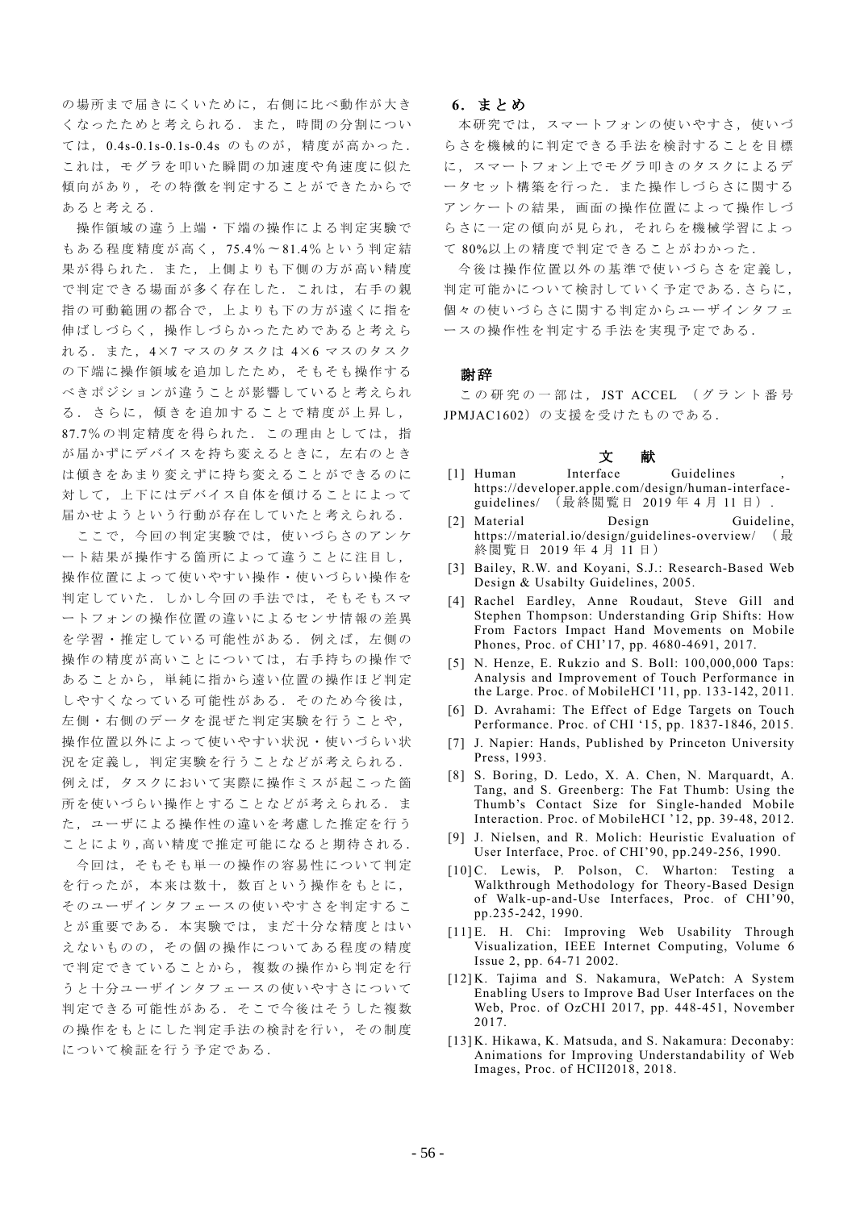の場所まで届きにくいために，右側に比べ動作が大きくなったためと考えられる．また，時間の分割については，0.4s-0.1s-0.1s-0.4s のものが，精度が高かった．これは，モグラを叩いた瞬間の加速度や角速度に似た傾向があり，その特徴を判定することができたからであると考える．

操作領域の違う上端・下端の操作による判定実験でもある程度精度が高く，75.4%～81.4%という判定結果が得られた．また，上側よりも下側の方が高い精度で判定できる場面が多く存在した．これは，右手の親指の可動範囲の都合で，上よりも下の方が遠くに指を伸ばしづらく，操作しづらかったためであると考えられる．また，4×7 マスのタスクは 4×6 マスのタスクの下端に操作領域を追加したため，そもそも操作するべきポジションが違うことが影響していると考えられる．さらに，傾きを追加することで精度が上昇し，87.7%の判定精度を得られた．この理由としては，指が届かずにデバイスを持ち変えるときに，左右のときは傾きをあまり変えずに持ち変えることができるのに対して，上下にはデバイス自体を傾けることによって届かせようという行動が存在していたと考えられる．

ここで，今回の判定実験では，使いづらさのアンケート結果が操作する箇所によって違うことに注目し，操作位置によって使いやすい操作・使いづらい操作を判定していた．しかし今回の手法では，そもそもスマートフォンの操作位置の違いによるセンサ情報の差異を学習・推定している可能性がある．例えば，左側の操作の精度が高いことについては，右手持ちの操作であることから，単純に指から遠い位置の操作ほど判定しやすくなっている可能性がある．そのため今後は，左側・右側のデータを混ぜた判定実験を行うことや，操作位置以外によって使いやすい状況・使いづらい状況を定義し，判定実験を行うことなどが考えられる．例えば，タスクにおいて実際に操作ミスが起こった箇所を使いづらい操作とすることなどが考えられる．また，ユーザによる操作性の違いを考慮した推定を行うことにより,高い精度で推定可能になると期待される．

今回は，そもそも単一の操作の容易性について判定を行ったが，本来は数十，数百という操作をもとに，そのユーザインタフェースの使いやすさを判定することが重要である．本実験では，まだ十分な精度とはいえないものの，その個の操作についてある程度の精度で判定できていることから，複数の操作から判定を行うと十分ユーザインタフェースの使いやすさについて判定できる可能性がある．そこで今後はそうした複数の操作をもとにした判定手法の検討を行い，その制度について検証を行う予定である．

## 6. まとめ

本研究では，スマートフォンの使いやすさ，使いづらさを機械的に判定できる手法を検討することを目標に，スマートフォン上でモグラ叩きのタスクによるデータセット構築を行った．また操作しづらさに関するアンケートの結果，画面の操作位置によって操作しづらさに一定の傾向が見られ，それらを機械学習によって 80%以上の精度で判定できることがわかった．

今後は操作位置以外の基準で使いづらさを定義し，判定可能かについて検討していく予定である.さらに，個々の使いづらさに関する判定からユーザインタフェースの操作性を判定する手法を実現予定である．

## 謝辞

この研究の一部は，JST ACCEL （グラント番号 JPMJAC1602）の支援を受けたものである．

## 文　献

[1] Human Interface Guidelines , https://developer.apple.com/design/human-interface-guidelines/ （最終閲覧日 2019 年 4 月 11 日）．

[2] Material Design Guideline, https://material.io/design/guidelines-overview/ （最終閲覧日 2019 年 4 月 11 日）

[3] Bailey, R.W. and Koyani, S.J.: Research-Based Web Design & Usabilty Guidelines, 2005.

[4] Rachel Eardley, Anne Roudaut, Steve Gill and Stephen Thompson: Understanding Grip Shifts: How From Factors Impact Hand Movements on Mobile Phones, Proc. of CHI'17, pp. 4680-4691, 2017.

[5] N. Henze, E. Rukzio and S. Boll: 100,000,000 Taps: Analysis and Improvement of Touch Performance in the Large. Proc. of MobileHCI '11, pp. 133-142, 2011.

[6] D. Avrahami: The Effect of Edge Targets on Touch Performance. Proc. of CHI '15, pp. 1837-1846, 2015.

[7] J. Napier: Hands, Published by Princeton University Press, 1993.

[8] S. Boring, D. Ledo, X. A. Chen, N. Marquardt, A. Tang, and S. Greenberg: The Fat Thumb: Using the Thumb's Contact Size for Single-handed Mobile Interaction. Proc. of MobileHCI '12, pp. 39-48, 2012.

[9] J. Nielsen, and R. Molich: Heuristic Evaluation of User Interface, Proc. of CHI'90, pp.249-256, 1990.

[10] C. Lewis, P. Polson, C. Wharton: Testing a Walkthrough Methodology for Theory-Based Design of Walk-up-and-Use Interfaces, Proc. of CHI'90, pp.235-242, 1990.

[11] E. H. Chi: Improving Web Usability Through Visualization, IEEE Internet Computing, Volume 6 Issue 2, pp. 64-71 2002.

[12] K. Tajima and S. Nakamura, WePatch: A System Enabling Users to Improve Bad User Interfaces on the Web, Proc. of OzCHI 2017, pp. 448-451, November 2017.

[13] K. Hikawa, K. Matsuda, and S. Nakamura: Deconaby: Animations for Improving Understandability of Web Images, Proc. of HCII2018, 2018.